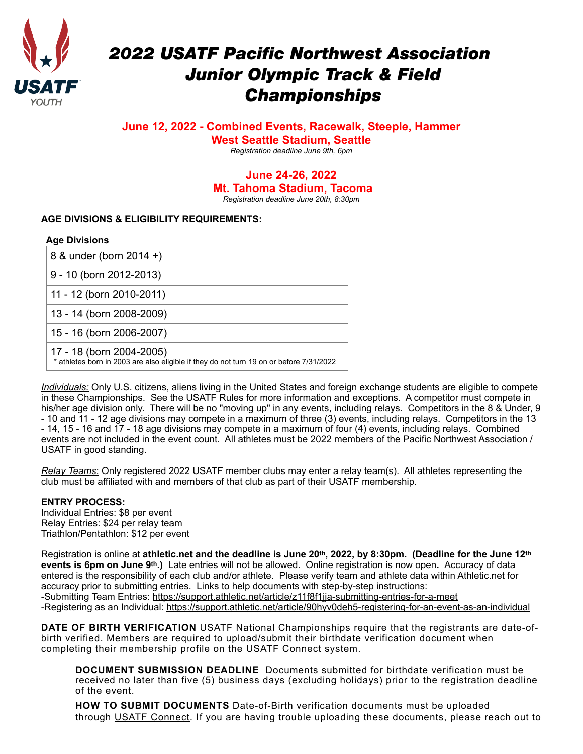# 2022 USATF Pacific Northwest Association Junior Olympic Track & Field Championships

**June 12, 2022 - Combined Events, Racewalk, Steeple, Hammer**
**West Seattle Stadium, Seattle**
*Registration deadline June 9th, 6pm*

**June 24-26, 2022**
**Mt. Tahoma Stadium, Tacoma**
*Registration deadline June 20th, 8:30pm*

**AGE DIVISIONS & ELIGIBILITY REQUIREMENTS:**

| Age Divisions |
|---|
| 8 & under (born 2014 +) |
| 9 - 10 (born 2012-2013) |
| 11 - 12 (born 2010-2011) |
| 13 - 14 (born 2008-2009) |
| 15 - 16 (born 2006-2007) |
| 17 - 18 (born 2004-2005) * athletes born in 2003 are also eligible if they do not turn 19 on or before 7/31/2022 |

*Individuals:* Only U.S. citizens, aliens living in the United States and foreign exchange students are eligible to compete in these Championships. See the USATF Rules for more information and exceptions. A competitor must compete in his/her age division only. There will be no "moving up" in any events, including relays. Competitors in the 8 & Under, 9 - 10 and 11 - 12 age divisions may compete in a maximum of three (3) events, including relays. Competitors in the 13 - 14, 15 - 16 and 17 - 18 age divisions may compete in a maximum of four (4) events, including relays. Combined events are not included in the event count. All athletes must be 2022 members of the Pacific Northwest Association / USATF in good standing.

*Relay Teams*: Only registered 2022 USATF member clubs may enter a relay team(s). All athletes representing the club must be affiliated with and members of that club as part of their USATF membership.

**ENTRY PROCESS:**
Individual Entries: $8 per event
Relay Entries: $24 per relay team
Triathlon/Pentathlon: $12 per event

Registration is online at **athletic.net and the deadline is June 20th, 2022, by 8:30pm. (Deadline for the June 12th events is 6pm on June 9th.)** Late entries will not be allowed. Online registration is now open**.** Accuracy of data entered is the responsibility of each club and/or athlete. Please verify team and athlete data within Athletic.net for accuracy prior to submitting entries. Links to help documents with step-by-step instructions:
-Submitting Team Entries: https://support.athletic.net/article/z11f8f1jja-submitting-entries-for-a-meet
-Registering as an Individual: https://support.athletic.net/article/90hyv0deh5-registering-for-an-event-as-an-individual

**DATE OF BIRTH VERIFICATION** USATF National Championships require that the registrants are date-of-birth verified. Members are required to upload/submit their birthdate verification document when completing their membership profile on the USATF Connect system.

> **DOCUMENT SUBMISSION DEADLINE** Documents submitted for birthdate verification must be received no later than five (5) business days (excluding holidays) prior to the registration deadline of the event.
>
> **HOW TO SUBMIT DOCUMENTS** Date-of-Birth verification documents must be uploaded through USATF Connect. If you are having trouble uploading these documents, please reach out to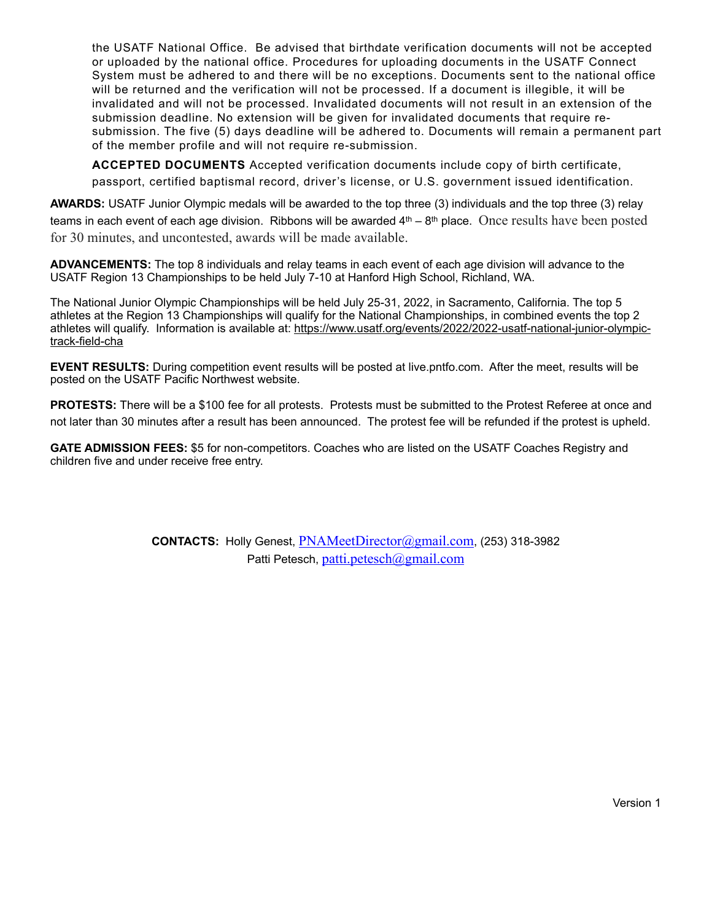the USATF National Office. Be advised that birthdate verification documents will not be accepted or uploaded by the national office. Procedures for uploading documents in the USATF Connect System must be adhered to and there will be no exceptions. Documents sent to the national office will be returned and the verification will not be processed. If a document is illegible, it will be invalidated and will not be processed. Invalidated documents will not result in an extension of the submission deadline. No extension will be given for invalidated documents that require re-submission. The five (5) days deadline will be adhered to. Documents will remain a permanent part of the member profile and will not require re-submission.

**ACCEPTED DOCUMENTS** Accepted verification documents include copy of birth certificate, passport, certified baptismal record, driver's license, or U.S. government issued identification.

**AWARDS:** USATF Junior Olympic medals will be awarded to the top three (3) individuals and the top three (3) relay teams in each event of each age division. Ribbons will be awarded 4th – 8th place. Once results have been posted for 30 minutes, and uncontested, awards will be made available.

**ADVANCEMENTS:** The top 8 individuals and relay teams in each event of each age division will advance to the USATF Region 13 Championships to be held July 7-10 at Hanford High School, Richland, WA.

The National Junior Olympic Championships will be held July 25-31, 2022, in Sacramento, California. The top 5 athletes at the Region 13 Championships will qualify for the National Championships, in combined events the top 2 athletes will qualify. Information is available at: https://www.usatf.org/events/2022/2022-usatf-national-junior-olympic-track-field-cha

**EVENT RESULTS:** During competition event results will be posted at live.pntfo.com. After the meet, results will be posted on the USATF Pacific Northwest website.

**PROTESTS:** There will be a $100 fee for all protests. Protests must be submitted to the Protest Referee at once and not later than 30 minutes after a result has been announced. The protest fee will be refunded if the protest is upheld.

**GATE ADMISSION FEES:** $5 for non-competitors. Coaches who are listed on the USATF Coaches Registry and children five and under receive free entry.

**CONTACTS:** Holly Genest, PNAMeetDirector@gmail.com, (253) 318-3982
Patti Petesch, patti.petesch@gmail.com

Version 1